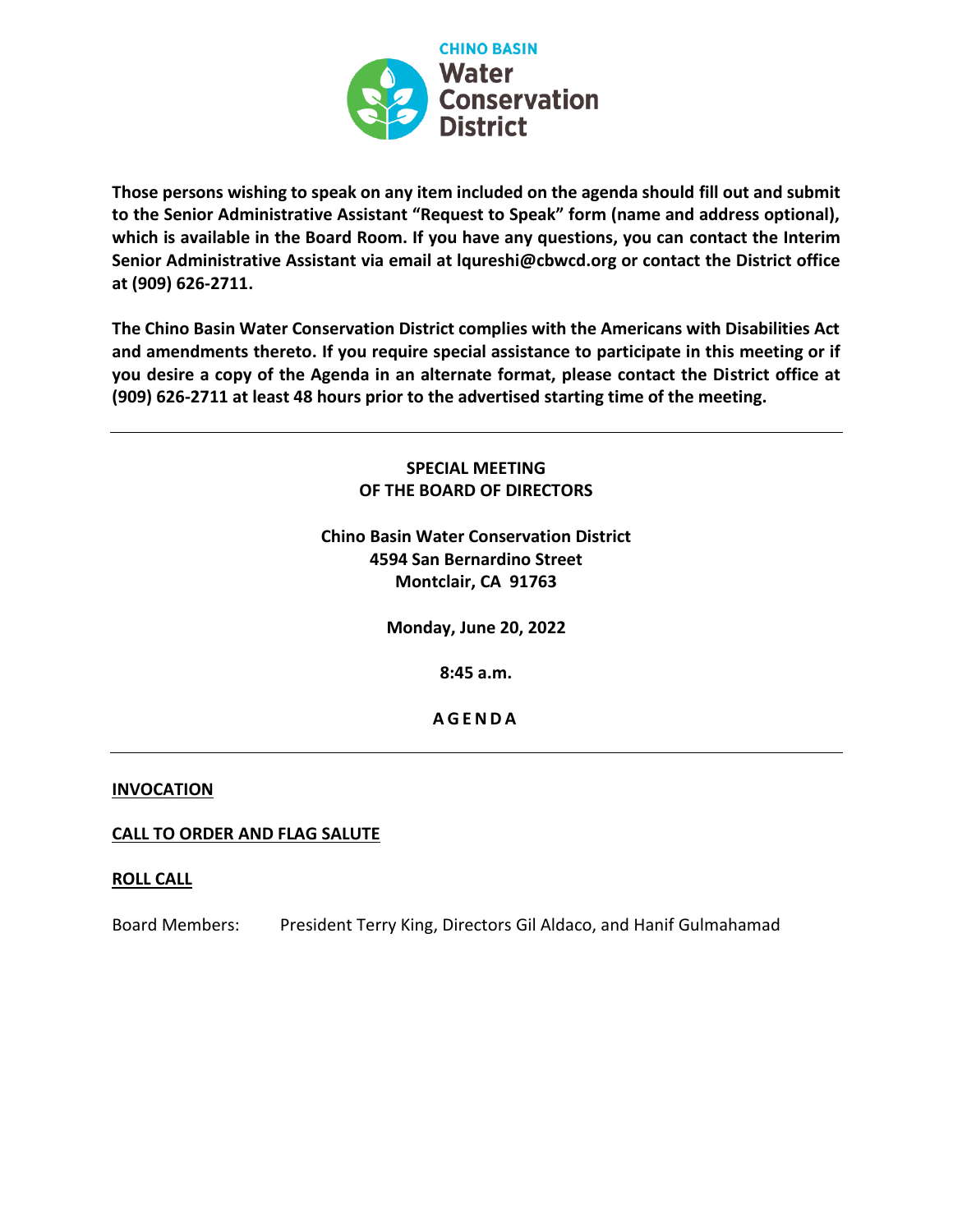CHINO BASIN
**Water Conservation District**

**Those persons wishing to speak on any item included on the agenda should fill out and submit to the Senior Administrative Assistant "Request to Speak" form (name and address optional), which is available in the Board Room. If you have any questions, you can contact the Interim Senior Administrative Assistant via email at lqureshi@cbwcd.org or contact the District office at (909) 626-2711.**

**The Chino Basin Water Conservation District complies with the Americans with Disabilities Act and amendments thereto. If you require special assistance to participate in this meeting or if you desire a copy of the Agenda in an alternate format, please contact the District office at (909) 626-2711 at least 48 hours prior to the advertised starting time of the meeting.**

---

**SPECIAL MEETING**
**OF THE BOARD OF DIRECTORS**

**Chino Basin Water Conservation District**
**4594 San Bernardino Street**
**Montclair, CA 91763**

**Monday, June 20, 2022**

**8:45 a.m.**

**A G E N D A**

---

**INVOCATION**

**CALL TO ORDER AND FLAG SALUTE**

**ROLL CALL**

Board Members: President Terry King, Directors Gil Aldaco, and Hanif Gulmahamad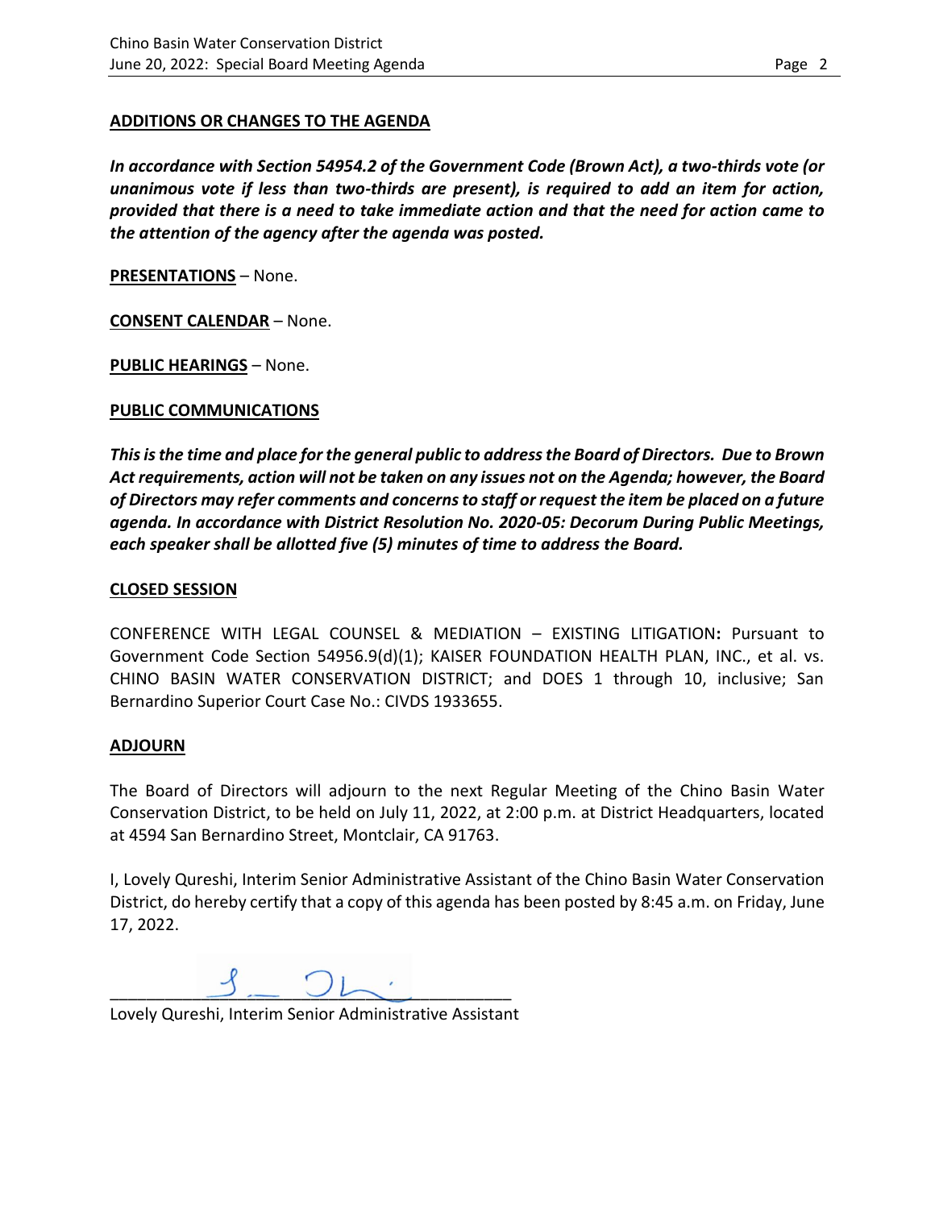**ADDITIONS OR CHANGES TO THE AGENDA**

***In accordance with Section 54954.2 of the Government Code (Brown Act), a two-thirds vote (or unanimous vote if less than two-thirds are present), is required to add an item for action, provided that there is a need to take immediate action and that the need for action came to the attention of the agency after the agenda was posted.***

**PRESENTATIONS** – None.

**CONSENT CALENDAR** – None.

**PUBLIC HEARINGS** – None.

**PUBLIC COMMUNICATIONS**

***This is the time and place for the general public to address the Board of Directors. Due to Brown Act requirements, action will not be taken on any issues not on the Agenda; however, the Board of Directors may refer comments and concerns to staff or request the item be placed on a future agenda. In accordance with District Resolution No. 2020-05: Decorum During Public Meetings, each speaker shall be allotted five (5) minutes of time to address the Board.***

**CLOSED SESSION**

CONFERENCE WITH LEGAL COUNSEL & MEDIATION – EXISTING LITIGATION**:** Pursuant to Government Code Section 54956.9(d)(1); KAISER FOUNDATION HEALTH PLAN, INC., et al. vs. CHINO BASIN WATER CONSERVATION DISTRICT; and DOES 1 through 10, inclusive; San Bernardino Superior Court Case No.: CIVDS 1933655.

**ADJOURN**

The Board of Directors will adjourn to the next Regular Meeting of the Chino Basin Water Conservation District, to be held on July 11, 2022, at 2:00 p.m. at District Headquarters, located at 4594 San Bernardino Street, Montclair, CA 91763.

I, Lovely Qureshi, Interim Senior Administrative Assistant of the Chino Basin Water Conservation District, do hereby certify that a copy of this agenda has been posted by 8:45 a.m. on Friday, June 17, 2022.

\_\_\_\_\_\_\_\_\_\_\_\_\_\_\_\_\_\_\_\_\_\_\_\_\_\_\_\_\_\_\_\_\_\_\_\_\_\_\_\_

Lovely Qureshi, Interim Senior Administrative Assistant